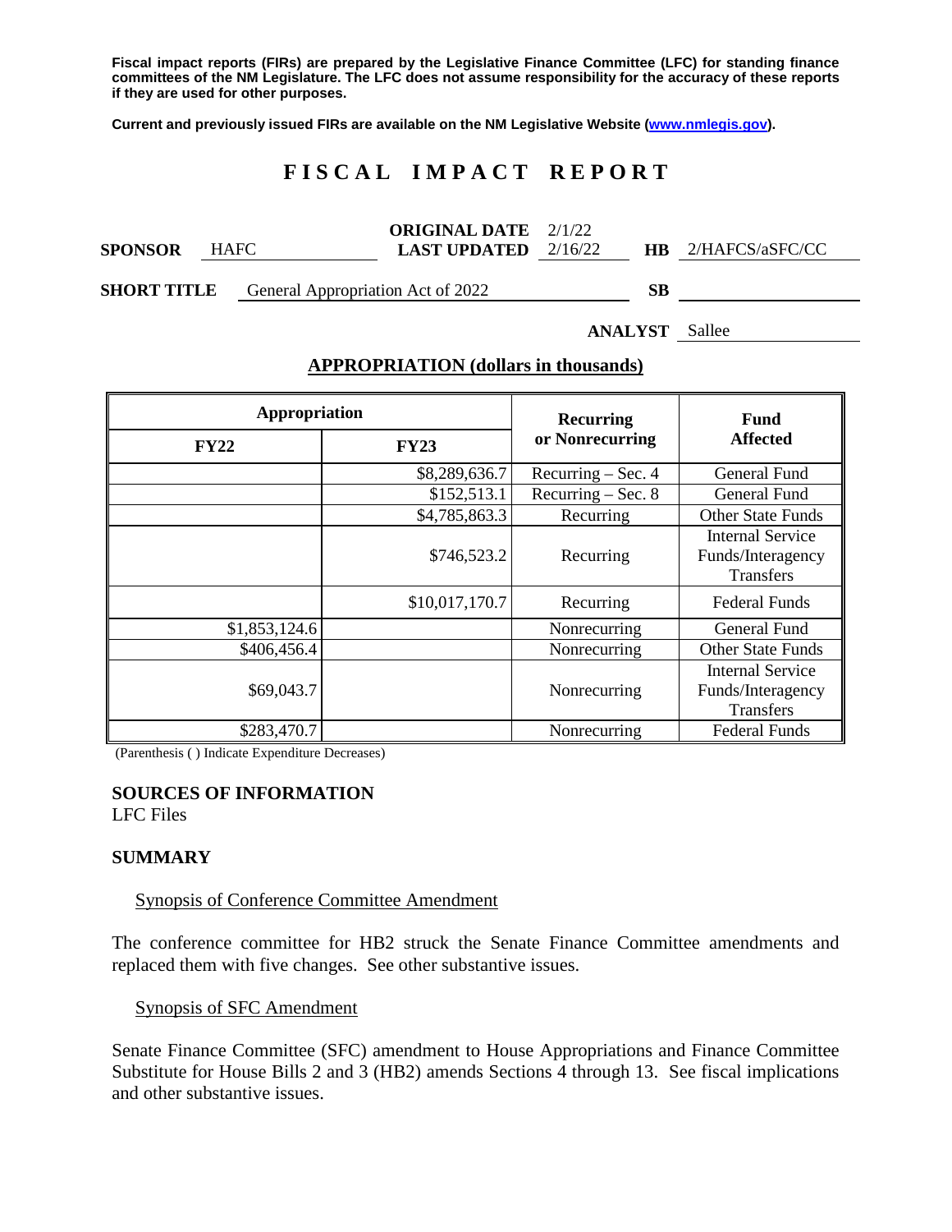Fiscal impact reports (FIRs) are prepared by the Legislative Finance Committee (LFC) for standing finance committees of the NM Legislature. The LFC does not assume responsibility for the accuracy of these reports if they are used for other purposes.

Current and previously issued FIRs are available on the NM Legislative Website (www.nmlegis.gov).

# FISCAL IMPACT REPORT

**SPONSOR** HAFC **ORIGINAL DATE** 2/1/22 **LAST UPDATED** 2/16/22 **HB** 2/HAFCS/aSFC/CC

**SHORT TITLE** General Appropriation Act of 2022 **SB**

**ANALYST** Sallee

## APPROPRIATION (dollars in thousands)

| Appropriation | | Recurring or Nonrecurring | Fund Affected |
|---|---|---|---|
| **FY22** | **FY23** | | |
| | $8,289,636.7 | Recurring – Sec. 4 | General Fund |
| | $152,513.1 | Recurring – Sec. 8 | General Fund |
| | $4,785,863.3 | Recurring | Other State Funds |
| | $746,523.2 | Recurring | Internal Service Funds/Interagency Transfers |
| | $10,017,170.7 | Recurring | Federal Funds |
| $1,853,124.6 | | Nonrecurring | General Fund |
| $406,456.4 | | Nonrecurring | Other State Funds |
| $69,043.7 | | Nonrecurring | Internal Service Funds/Interagency Transfers |
| $283,470.7 | | Nonrecurring | Federal Funds |

(Parenthesis ( ) Indicate Expenditure Decreases)

## SOURCES OF INFORMATION

LFC Files

## SUMMARY

Synopsis of Conference Committee Amendment

The conference committee for HB2 struck the Senate Finance Committee amendments and replaced them with five changes. See other substantive issues.

Synopsis of SFC Amendment

Senate Finance Committee (SFC) amendment to House Appropriations and Finance Committee Substitute for House Bills 2 and 3 (HB2) amends Sections 4 through 13. See fiscal implications and other substantive issues.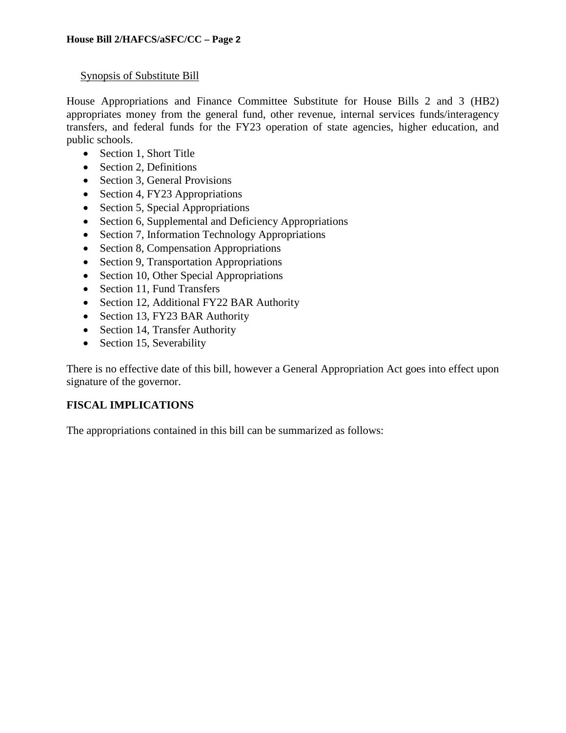Synopsis of Substitute Bill

House Appropriations and Finance Committee Substitute for House Bills 2 and 3 (HB2) appropriates money from the general fund, other revenue, internal services funds/interagency transfers, and federal funds for the FY23 operation of state agencies, higher education, and public schools.

- Section 1, Short Title
- Section 2, Definitions
- Section 3, General Provisions
- Section 4, FY23 Appropriations
- Section 5, Special Appropriations
- Section 6, Supplemental and Deficiency Appropriations
- Section 7, Information Technology Appropriations
- Section 8, Compensation Appropriations
- Section 9, Transportation Appropriations
- Section 10, Other Special Appropriations
- Section 11, Fund Transfers
- Section 12, Additional FY22 BAR Authority
- Section 13, FY23 BAR Authority
- Section 14, Transfer Authority
- Section 15, Severability

There is no effective date of this bill, however a General Appropriation Act goes into effect upon signature of the governor.

## FISCAL IMPLICATIONS

The appropriations contained in this bill can be summarized as follows: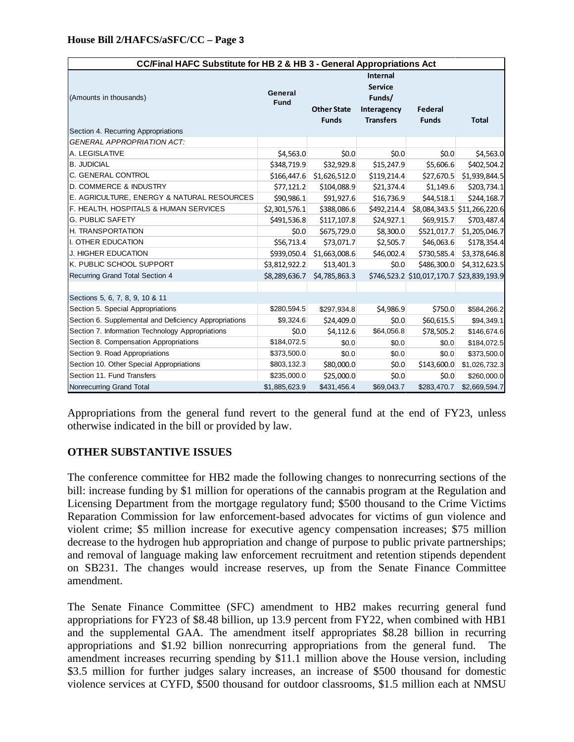**House Bill 2/HAFCS/aSFC/CC – Page 3**

| CC/Final HAFC Substitute for HB 2 & HB 3 - General Appropriations Act | | | | | |
|---|---|---|---|---|---|
| (Amounts in thousands) | General Fund | Other State Funds | Internal Service Funds/ Interagency Transfers | Federal Funds | Total |
| Section 4. Recurring Appropriations | | | | | |
| *GENERAL APPROPRIATION ACT:* | | | | | |
| A. LEGISLATIVE | $4,563.0 | $0.0 | $0.0 | $0.0 | $4,563.0 |
| B. JUDICIAL | $348,719.9 | $32,929.8 | $15,247.9 | $5,606.6 | $402,504.2 |
| C. GENERAL CONTROL | $166,447.6 | $1,626,512.0 | $119,214.4 | $27,670.5 | $1,939,844.5 |
| D. COMMERCE & INDUSTRY | $77,121.2 | $104,088.9 | $21,374.4 | $1,149.6 | $203,734.1 |
| E. AGRICULTURE, ENERGY & NATURAL RESOURCES | $90,986.1 | $91,927.6 | $16,736.9 | $44,518.1 | $244,168.7 |
| F. HEALTH, HOSPITALS & HUMAN SERVICES | $2,301,576.1 | $388,086.6 | $492,214.4 | $8,084,343.5 | $11,266,220.6 |
| G. PUBLIC SAFETY | $491,536.8 | $117,107.8 | $24,927.1 | $69,915.7 | $703,487.4 |
| H. TRANSPORTATION | $0.0 | $675,729.0 | $8,300.0 | $521,017.7 | $1,205,046.7 |
| I. OTHER EDUCATION | $56,713.4 | $73,071.7 | $2,505.7 | $46,063.6 | $178,354.4 |
| J. HIGHER EDUCATION | $939,050.4 | $1,663,008.6 | $46,002.4 | $730,585.4 | $3,378,646.8 |
| K. PUBLIC SCHOOL SUPPORT | $3,812,922.2 | $13,401.3 | $0.0 | $486,300.0 | $4,312,623.5 |
| Recurring Grand Total Section 4 | $8,289,636.7 | $4,785,863.3 | $746,523.2 | $10,017,170.7 | $23,839,193.9 |
| | | | | | |
| Sections 5, 6, 7, 8, 9, 10 & 11 | | | | | |
| Section 5. Special Appropriations | $280,594.5 | $297,934.8 | $4,986.9 | $750.0 | $584,266.2 |
| Section 6. Supplemental and Deficiency Appropriations | $9,324.6 | $24,409.0 | $0.0 | $60,615.5 | $94,349.1 |
| Section 7. Information Technology Appropriations | $0.0 | $4,112.6 | $64,056.8 | $78,505.2 | $146,674.6 |
| Section 8. Compensation Appropriations | $184,072.5 | $0.0 | $0.0 | $0.0 | $184,072.5 |
| Section 9. Road Appropriations | $373,500.0 | $0.0 | $0.0 | $0.0 | $373,500.0 |
| Section 10. Other Special Appropriations | $803,132.3 | $80,000.0 | $0.0 | $143,600.0 | $1,026,732.3 |
| Section 11. Fund Transfers | $235,000.0 | $25,000.0 | $0.0 | $0.0 | $260,000.0 |
| Nonrecurring Grand Total | $1,885,623.9 | $431,456.4 | $69,043.7 | $283,470.7 | $2,669,594.7 |

Appropriations from the general fund revert to the general fund at the end of FY23, unless otherwise indicated in the bill or provided by law.

**OTHER SUBSTANTIVE ISSUES**

The conference committee for HB2 made the following changes to nonrecurring sections of the bill: increase funding by $1 million for operations of the cannabis program at the Regulation and Licensing Department from the mortgage regulatory fund; $500 thousand to the Crime Victims Reparation Commission for law enforcement-based advocates for victims of gun violence and violent crime; $5 million increase for executive agency compensation increases; $75 million decrease to the hydrogen hub appropriation and change of purpose to public private partnerships; and removal of language making law enforcement recruitment and retention stipends dependent on SB231. The changes would increase reserves, up from the Senate Finance Committee amendment.

The Senate Finance Committee (SFC) amendment to HB2 makes recurring general fund appropriations for FY23 of $8.48 billion, up 13.9 percent from FY22, when combined with HB1 and the supplemental GAA. The amendment itself appropriates $8.28 billion in recurring appropriations and $1.92 billion nonrecurring appropriations from the general fund. The amendment increases recurring spending by $11.1 million above the House version, including $3.5 million for further judges salary increases, an increase of $500 thousand for domestic violence services at CYFD, $500 thousand for outdoor classrooms, $1.5 million each at NMSU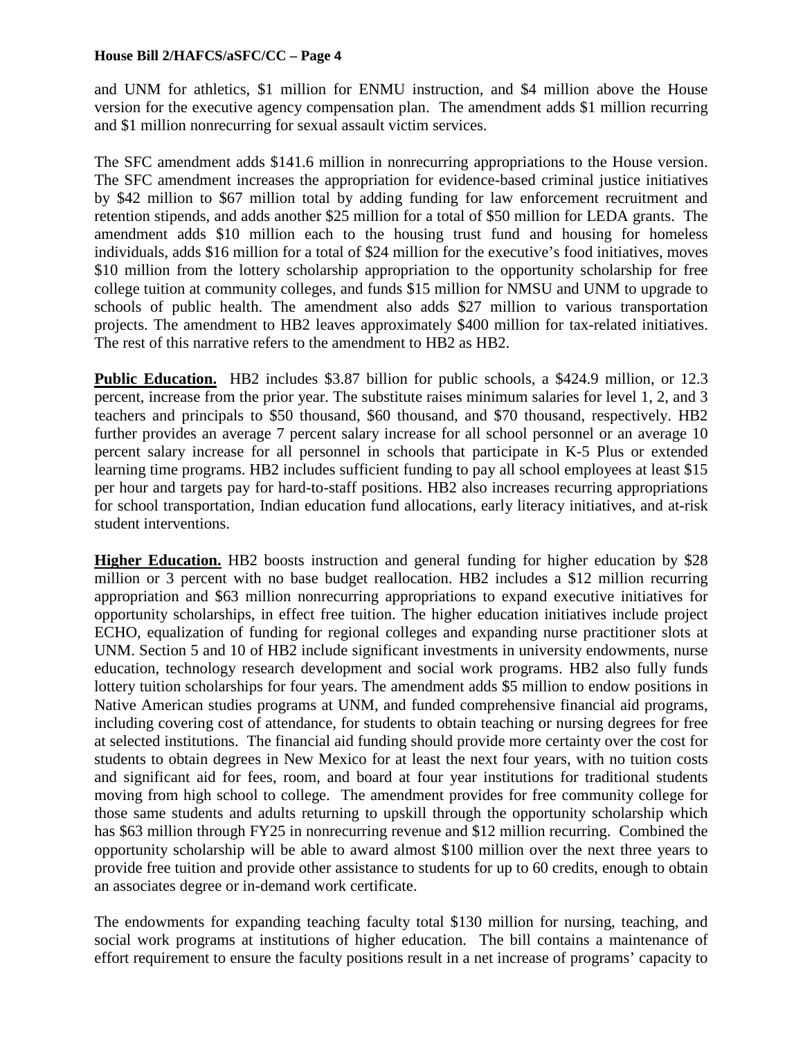and UNM for athletics, $1 million for ENMU instruction, and $4 million above the House version for the executive agency compensation plan. The amendment adds $1 million recurring and $1 million nonrecurring for sexual assault victim services.

The SFC amendment adds $141.6 million in nonrecurring appropriations to the House version. The SFC amendment increases the appropriation for evidence-based criminal justice initiatives by $42 million to $67 million total by adding funding for law enforcement recruitment and retention stipends, and adds another $25 million for a total of $50 million for LEDA grants. The amendment adds $10 million each to the housing trust fund and housing for homeless individuals, adds $16 million for a total of $24 million for the executive's food initiatives, moves $10 million from the lottery scholarship appropriation to the opportunity scholarship for free college tuition at community colleges, and funds $15 million for NMSU and UNM to upgrade to schools of public health. The amendment also adds $27 million to various transportation projects. The amendment to HB2 leaves approximately $400 million for tax-related initiatives. The rest of this narrative refers to the amendment to HB2 as HB2.

**Public Education.** HB2 includes $3.87 billion for public schools, a $424.9 million, or 12.3 percent, increase from the prior year. The substitute raises minimum salaries for level 1, 2, and 3 teachers and principals to $50 thousand, $60 thousand, and $70 thousand, respectively. HB2 further provides an average 7 percent salary increase for all school personnel or an average 10 percent salary increase for all personnel in schools that participate in K-5 Plus or extended learning time programs. HB2 includes sufficient funding to pay all school employees at least $15 per hour and targets pay for hard-to-staff positions. HB2 also increases recurring appropriations for school transportation, Indian education fund allocations, early literacy initiatives, and at-risk student interventions.

**Higher Education.** HB2 boosts instruction and general funding for higher education by $28 million or 3 percent with no base budget reallocation. HB2 includes a $12 million recurring appropriation and $63 million nonrecurring appropriations to expand executive initiatives for opportunity scholarships, in effect free tuition. The higher education initiatives include project ECHO, equalization of funding for regional colleges and expanding nurse practitioner slots at UNM. Section 5 and 10 of HB2 include significant investments in university endowments, nurse education, technology research development and social work programs. HB2 also fully funds lottery tuition scholarships for four years. The amendment adds $5 million to endow positions in Native American studies programs at UNM, and funded comprehensive financial aid programs, including covering cost of attendance, for students to obtain teaching or nursing degrees for free at selected institutions. The financial aid funding should provide more certainty over the cost for students to obtain degrees in New Mexico for at least the next four years, with no tuition costs and significant aid for fees, room, and board at four year institutions for traditional students moving from high school to college. The amendment provides for free community college for those same students and adults returning to upskill through the opportunity scholarship which has $63 million through FY25 in nonrecurring revenue and $12 million recurring. Combined the opportunity scholarship will be able to award almost $100 million over the next three years to provide free tuition and provide other assistance to students for up to 60 credits, enough to obtain an associates degree or in-demand work certificate.

The endowments for expanding teaching faculty total $130 million for nursing, teaching, and social work programs at institutions of higher education. The bill contains a maintenance of effort requirement to ensure the faculty positions result in a net increase of programs' capacity to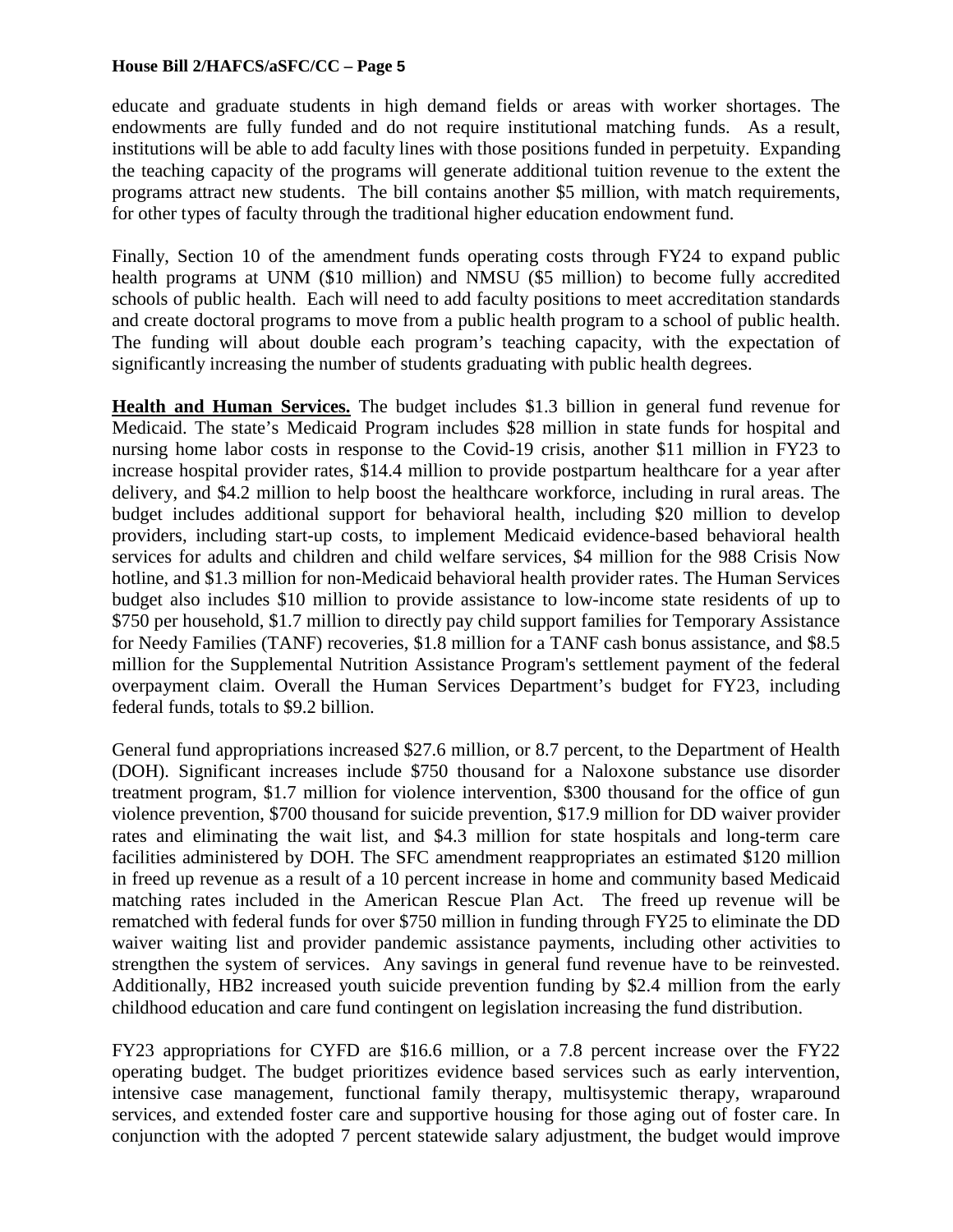educate and graduate students in high demand fields or areas with worker shortages. The endowments are fully funded and do not require institutional matching funds. As a result, institutions will be able to add faculty lines with those positions funded in perpetuity. Expanding the teaching capacity of the programs will generate additional tuition revenue to the extent the programs attract new students. The bill contains another $5 million, with match requirements, for other types of faculty through the traditional higher education endowment fund.

Finally, Section 10 of the amendment funds operating costs through FY24 to expand public health programs at UNM ($10 million) and NMSU ($5 million) to become fully accredited schools of public health. Each will need to add faculty positions to meet accreditation standards and create doctoral programs to move from a public health program to a school of public health. The funding will about double each program's teaching capacity, with the expectation of significantly increasing the number of students graduating with public health degrees.

**Health and Human Services.** The budget includes $1.3 billion in general fund revenue for Medicaid. The state's Medicaid Program includes $28 million in state funds for hospital and nursing home labor costs in response to the Covid-19 crisis, another $11 million in FY23 to increase hospital provider rates, $14.4 million to provide postpartum healthcare for a year after delivery, and $4.2 million to help boost the healthcare workforce, including in rural areas. The budget includes additional support for behavioral health, including $20 million to develop providers, including start-up costs, to implement Medicaid evidence-based behavioral health services for adults and children and child welfare services, $4 million for the 988 Crisis Now hotline, and $1.3 million for non-Medicaid behavioral health provider rates. The Human Services budget also includes $10 million to provide assistance to low-income state residents of up to $750 per household, $1.7 million to directly pay child support families for Temporary Assistance for Needy Families (TANF) recoveries, $1.8 million for a TANF cash bonus assistance, and $8.5 million for the Supplemental Nutrition Assistance Program's settlement payment of the federal overpayment claim. Overall the Human Services Department's budget for FY23, including federal funds, totals to $9.2 billion.

General fund appropriations increased $27.6 million, or 8.7 percent, to the Department of Health (DOH). Significant increases include $750 thousand for a Naloxone substance use disorder treatment program, $1.7 million for violence intervention, $300 thousand for the office of gun violence prevention, $700 thousand for suicide prevention, $17.9 million for DD waiver provider rates and eliminating the wait list, and $4.3 million for state hospitals and long-term care facilities administered by DOH. The SFC amendment reappropriates an estimated $120 million in freed up revenue as a result of a 10 percent increase in home and community based Medicaid matching rates included in the American Rescue Plan Act. The freed up revenue will be rematched with federal funds for over $750 million in funding through FY25 to eliminate the DD waiver waiting list and provider pandemic assistance payments, including other activities to strengthen the system of services. Any savings in general fund revenue have to be reinvested. Additionally, HB2 increased youth suicide prevention funding by $2.4 million from the early childhood education and care fund contingent on legislation increasing the fund distribution.

FY23 appropriations for CYFD are $16.6 million, or a 7.8 percent increase over the FY22 operating budget. The budget prioritizes evidence based services such as early intervention, intensive case management, functional family therapy, multisystemic therapy, wraparound services, and extended foster care and supportive housing for those aging out of foster care. In conjunction with the adopted 7 percent statewide salary adjustment, the budget would improve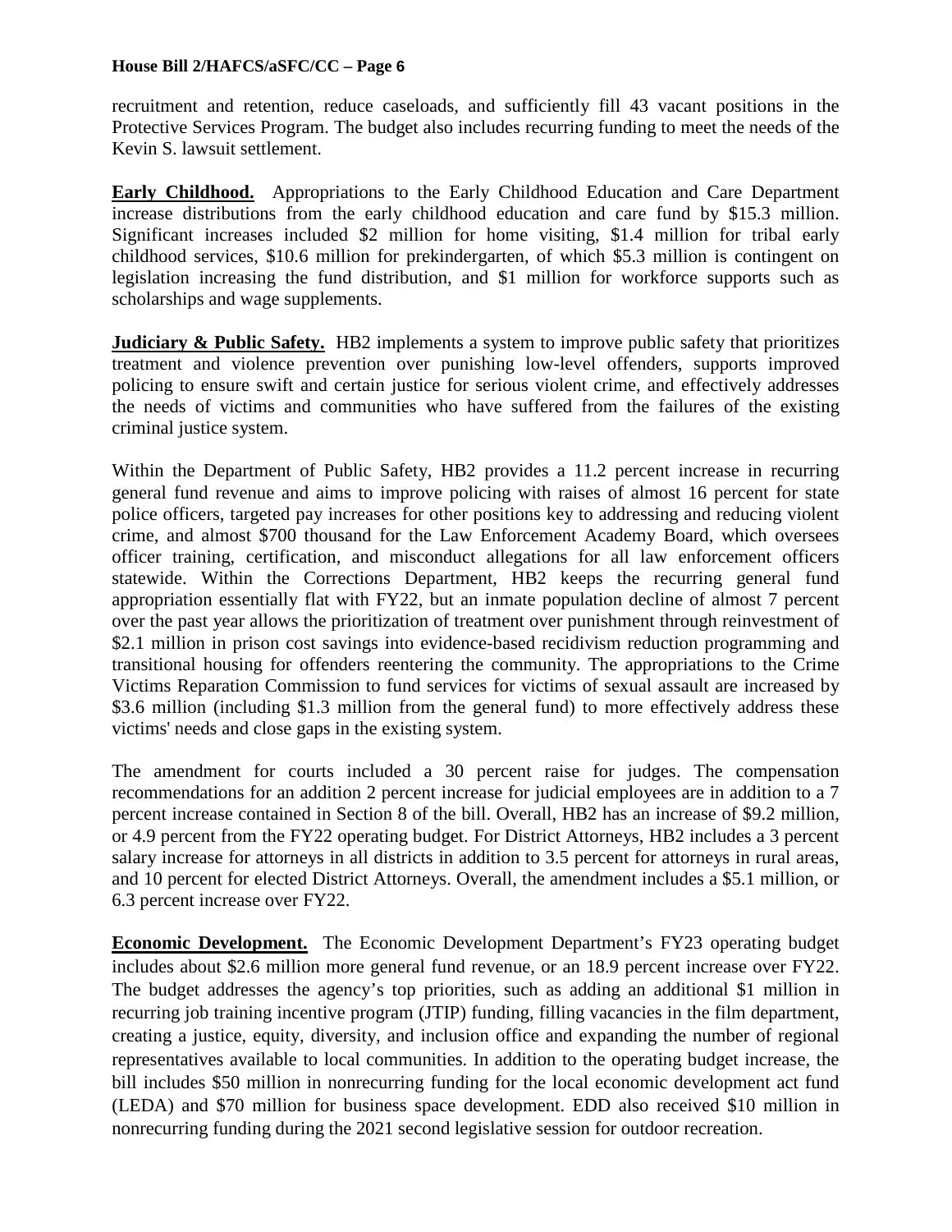recruitment and retention, reduce caseloads, and sufficiently fill 43 vacant positions in the Protective Services Program. The budget also includes recurring funding to meet the needs of the Kevin S. lawsuit settlement.

**Early Childhood.** Appropriations to the Early Childhood Education and Care Department increase distributions from the early childhood education and care fund by $15.3 million. Significant increases included $2 million for home visiting, $1.4 million for tribal early childhood services, $10.6 million for prekindergarten, of which $5.3 million is contingent on legislation increasing the fund distribution, and $1 million for workforce supports such as scholarships and wage supplements.

**Judiciary & Public Safety.** HB2 implements a system to improve public safety that prioritizes treatment and violence prevention over punishing low-level offenders, supports improved policing to ensure swift and certain justice for serious violent crime, and effectively addresses the needs of victims and communities who have suffered from the failures of the existing criminal justice system.

Within the Department of Public Safety, HB2 provides a 11.2 percent increase in recurring general fund revenue and aims to improve policing with raises of almost 16 percent for state police officers, targeted pay increases for other positions key to addressing and reducing violent crime, and almost $700 thousand for the Law Enforcement Academy Board, which oversees officer training, certification, and misconduct allegations for all law enforcement officers statewide. Within the Corrections Department, HB2 keeps the recurring general fund appropriation essentially flat with FY22, but an inmate population decline of almost 7 percent over the past year allows the prioritization of treatment over punishment through reinvestment of $2.1 million in prison cost savings into evidence-based recidivism reduction programming and transitional housing for offenders reentering the community. The appropriations to the Crime Victims Reparation Commission to fund services for victims of sexual assault are increased by $3.6 million (including $1.3 million from the general fund) to more effectively address these victims' needs and close gaps in the existing system.

The amendment for courts included a 30 percent raise for judges. The compensation recommendations for an addition 2 percent increase for judicial employees are in addition to a 7 percent increase contained in Section 8 of the bill. Overall, HB2 has an increase of $9.2 million, or 4.9 percent from the FY22 operating budget. For District Attorneys, HB2 includes a 3 percent salary increase for attorneys in all districts in addition to 3.5 percent for attorneys in rural areas, and 10 percent for elected District Attorneys. Overall, the amendment includes a $5.1 million, or 6.3 percent increase over FY22.

**Economic Development.** The Economic Development Department's FY23 operating budget includes about $2.6 million more general fund revenue, or an 18.9 percent increase over FY22. The budget addresses the agency's top priorities, such as adding an additional $1 million in recurring job training incentive program (JTIP) funding, filling vacancies in the film department, creating a justice, equity, diversity, and inclusion office and expanding the number of regional representatives available to local communities. In addition to the operating budget increase, the bill includes $50 million in nonrecurring funding for the local economic development act fund (LEDA) and $70 million for business space development. EDD also received $10 million in nonrecurring funding during the 2021 second legislative session for outdoor recreation.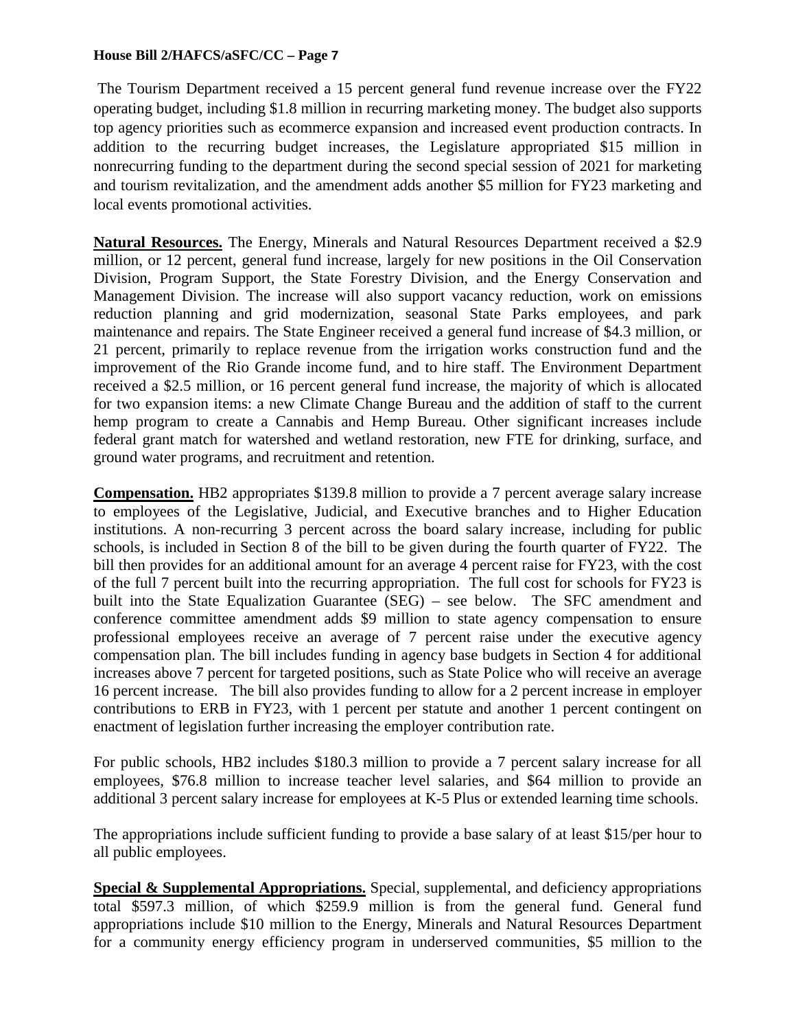The Tourism Department received a 15 percent general fund revenue increase over the FY22 operating budget, including $1.8 million in recurring marketing money. The budget also supports top agency priorities such as ecommerce expansion and increased event production contracts. In addition to the recurring budget increases, the Legislature appropriated $15 million in nonrecurring funding to the department during the second special session of 2021 for marketing and tourism revitalization, and the amendment adds another $5 million for FY23 marketing and local events promotional activities.

**Natural Resources.** The Energy, Minerals and Natural Resources Department received a $2.9 million, or 12 percent, general fund increase, largely for new positions in the Oil Conservation Division, Program Support, the State Forestry Division, and the Energy Conservation and Management Division. The increase will also support vacancy reduction, work on emissions reduction planning and grid modernization, seasonal State Parks employees, and park maintenance and repairs. The State Engineer received a general fund increase of $4.3 million, or 21 percent, primarily to replace revenue from the irrigation works construction fund and the improvement of the Rio Grande income fund, and to hire staff. The Environment Department received a $2.5 million, or 16 percent general fund increase, the majority of which is allocated for two expansion items: a new Climate Change Bureau and the addition of staff to the current hemp program to create a Cannabis and Hemp Bureau. Other significant increases include federal grant match for watershed and wetland restoration, new FTE for drinking, surface, and ground water programs, and recruitment and retention.

**Compensation.** HB2 appropriates $139.8 million to provide a 7 percent average salary increase to employees of the Legislative, Judicial, and Executive branches and to Higher Education institutions. A non-recurring 3 percent across the board salary increase, including for public schools, is included in Section 8 of the bill to be given during the fourth quarter of FY22. The bill then provides for an additional amount for an average 4 percent raise for FY23, with the cost of the full 7 percent built into the recurring appropriation. The full cost for schools for FY23 is built into the State Equalization Guarantee (SEG) – see below. The SFC amendment and conference committee amendment adds $9 million to state agency compensation to ensure professional employees receive an average of 7 percent raise under the executive agency compensation plan. The bill includes funding in agency base budgets in Section 4 for additional increases above 7 percent for targeted positions, such as State Police who will receive an average 16 percent increase. The bill also provides funding to allow for a 2 percent increase in employer contributions to ERB in FY23, with 1 percent per statute and another 1 percent contingent on enactment of legislation further increasing the employer contribution rate.

For public schools, HB2 includes $180.3 million to provide a 7 percent salary increase for all employees, $76.8 million to increase teacher level salaries, and $64 million to provide an additional 3 percent salary increase for employees at K-5 Plus or extended learning time schools.

The appropriations include sufficient funding to provide a base salary of at least $15/per hour to all public employees.

**Special & Supplemental Appropriations.** Special, supplemental, and deficiency appropriations total $597.3 million, of which $259.9 million is from the general fund. General fund appropriations include $10 million to the Energy, Minerals and Natural Resources Department for a community energy efficiency program in underserved communities, $5 million to the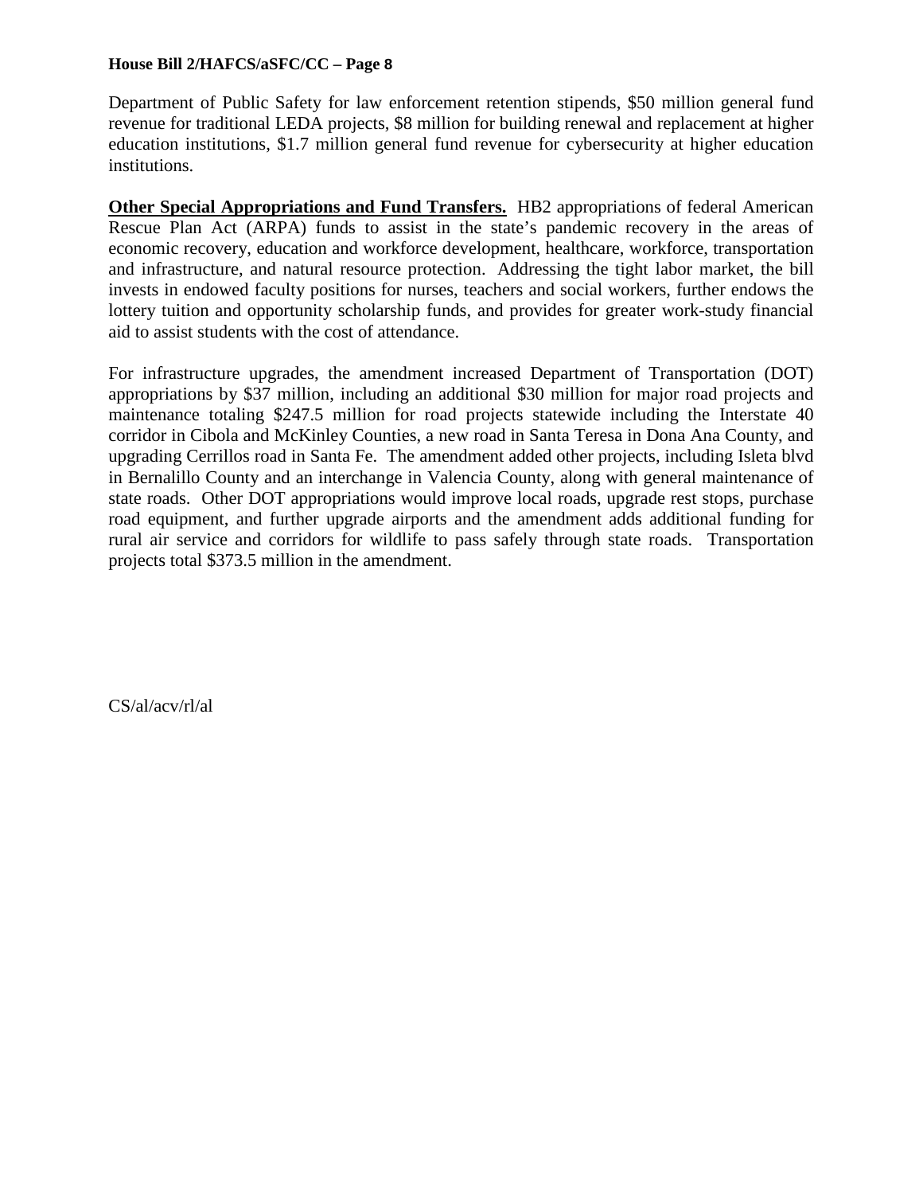Department of Public Safety for law enforcement retention stipends, $50 million general fund revenue for traditional LEDA projects, $8 million for building renewal and replacement at higher education institutions, $1.7 million general fund revenue for cybersecurity at higher education institutions.

**Other Special Appropriations and Fund Transfers.** HB2 appropriations of federal American Rescue Plan Act (ARPA) funds to assist in the state's pandemic recovery in the areas of economic recovery, education and workforce development, healthcare, workforce, transportation and infrastructure, and natural resource protection. Addressing the tight labor market, the bill invests in endowed faculty positions for nurses, teachers and social workers, further endows the lottery tuition and opportunity scholarship funds, and provides for greater work-study financial aid to assist students with the cost of attendance.

For infrastructure upgrades, the amendment increased Department of Transportation (DOT) appropriations by $37 million, including an additional $30 million for major road projects and maintenance totaling $247.5 million for road projects statewide including the Interstate 40 corridor in Cibola and McKinley Counties, a new road in Santa Teresa in Dona Ana County, and upgrading Cerrillos road in Santa Fe. The amendment added other projects, including Isleta blvd in Bernalillo County and an interchange in Valencia County, along with general maintenance of state roads. Other DOT appropriations would improve local roads, upgrade rest stops, purchase road equipment, and further upgrade airports and the amendment adds additional funding for rural air service and corridors for wildlife to pass safely through state roads. Transportation projects total $373.5 million in the amendment.

CS/al/acv/rl/al